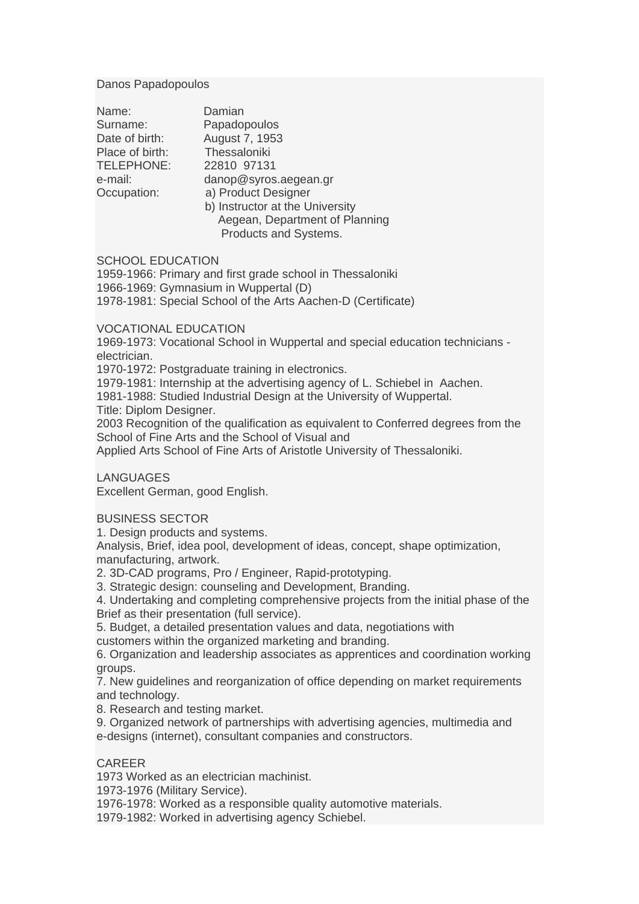Danos Papadopoulos

Name: Damian
Surname: Papadopoulos
Date of birth: August 7, 1953
Place of birth: Thessaloniki
TELEPHONE: 22810 97131
e-mail: danop@syros.aegean.gr
Occupation: a) Product Designer
b) Instructor at the University Aegean, Department of Planning Products and Systems.

## SCHOOL EDUCATION

1959-1966: Primary and first grade school in Thessaloniki
1966-1969: Gymnasium in Wuppertal (D)
1978-1981: Special School of the Arts Aachen-D (Certificate)

## VOCATIONAL EDUCATION

1969-1973: Vocational School in Wuppertal and special education technicians - electrician.
1970-1972: Postgraduate training in electronics.
1979-1981: Internship at the advertising agency of L. Schiebel in Aachen.
1981-1988: Studied Industrial Design at the University of Wuppertal.
Title: Diplom Designer.
2003 Recognition of the qualification as equivalent to Conferred degrees from the School of Fine Arts and the School of Visual and
Applied Arts School of Fine Arts of Aristotle University of Thessaloniki.

## LANGUAGES

Excellent German, good English.

## BUSINESS SECTOR

1. Design products and systems.
Analysis, Brief, idea pool, development of ideas, concept, shape optimization, manufacturing, artwork.
2. 3D-CAD programs, Pro / Engineer, Rapid-prototyping.
3. Strategic design: counseling and Development, Branding.
4. Undertaking and completing comprehensive projects from the initial phase of the Brief as their presentation (full service).
5. Budget, a detailed presentation values and data, negotiations with customers within the organized marketing and branding.
6. Organization and leadership associates as apprentices and coordination working groups.
7. New guidelines and reorganization of office depending on market requirements and technology.
8. Research and testing market.
9. Organized network of partnerships with advertising agencies, multimedia and e-designs (internet), consultant companies and constructors.

## CAREER

1973 Worked as an electrician machinist.
1973-1976 (Military Service).
1976-1978: Worked as a responsible quality automotive materials.
1979-1982: Worked in advertising agency Schiebel.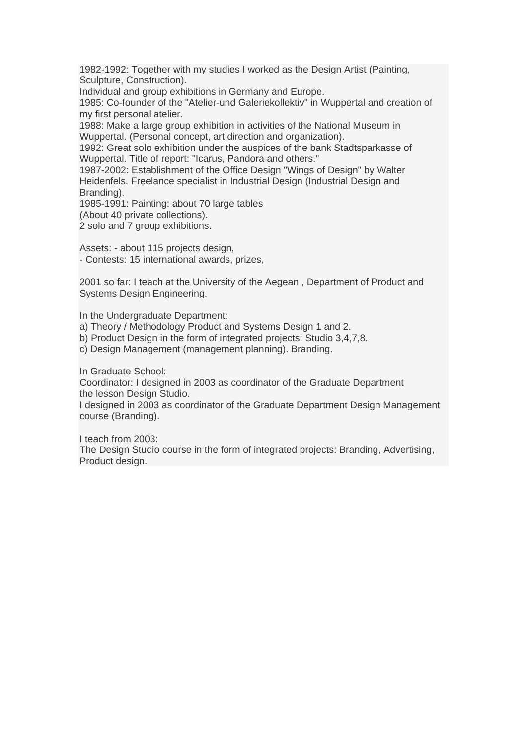1982-1992: Together with my studies I worked as the Design Artist (Painting, Sculpture, Construction).
Individual and group exhibitions in Germany and Europe.
1985: Co-founder of the "Atelier-und Galeriekollektiv" in Wuppertal and creation of my first personal atelier.
1988: Make a large group exhibition in activities of the National Museum in Wuppertal. (Personal concept, art direction and organization).
1992: Great solo exhibition under the auspices of the bank Stadtsparkasse of Wuppertal. Title of report: "Icarus, Pandora and others."
1987-2002: Establishment of the Office Design "Wings of Design" by Walter Heidenfels. Freelance specialist in Industrial Design (Industrial Design and Branding).
1985-1991: Painting: about 70 large tables
(About 40 private collections).
2 solo and 7 group exhibitions.

Assets: - about 115 projects design,
- Contests: 15 international awards, prizes,

2001 so far: I teach at the University of the Aegean , Department of Product and Systems Design Engineering.

In the Undergraduate Department:
a) Theory / Methodology Product and Systems Design 1 and 2.
b) Product Design in the form of integrated projects: Studio 3,4,7,8.
c) Design Management (management planning). Branding.

In Graduate School:
Coordinator: I designed in 2003 as coordinator of the Graduate Department the lesson Design Studio.
I designed in 2003 as coordinator of the Graduate Department Design Management course (Branding).

I teach from 2003:
The Design Studio course in the form of integrated projects: Branding, Advertising, Product design.